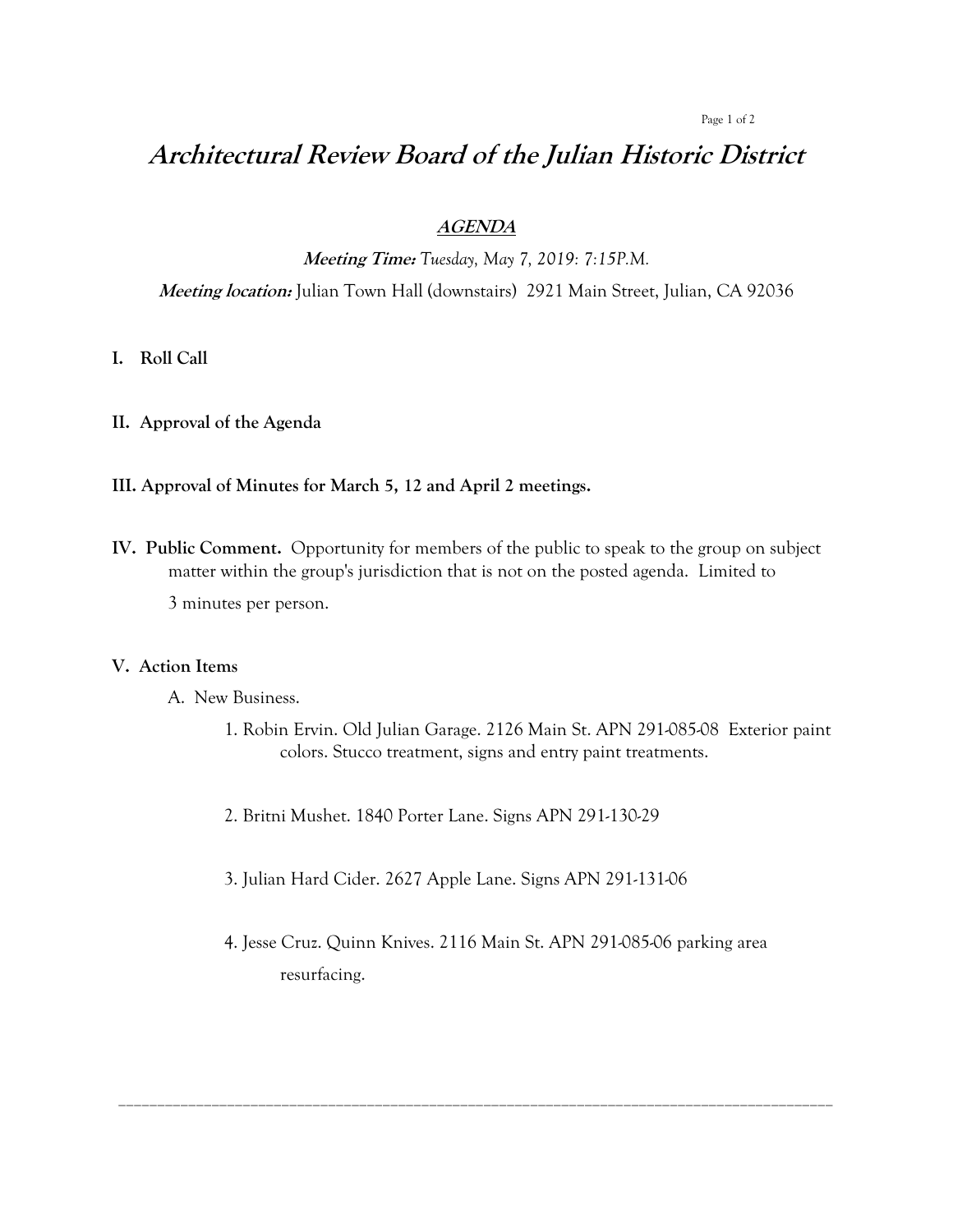# *Architectural Review Board of the Julian Historic District*

***AGENDA***

***Meeting Time:*** *Tuesday, May 7, 2019: 7:15P.M.*

***Meeting location:*** Julian Town Hall (downstairs) 2921 Main Street, Julian, CA 92036

**I. Roll Call**

**II. Approval of the Agenda**

**III. Approval of Minutes for March 5, 12 and April 2 meetings.**

**IV. Public Comment.** Opportunity for members of the public to speak to the group on subject matter within the group's jurisdiction that is not on the posted agenda. Limited to 3 minutes per person.

**V. Action Items**

A. New Business.

1. Robin Ervin. Old Julian Garage. 2126 Main St. APN 291-085-08 Exterior paint colors. Stucco treatment, signs and entry paint treatments.

2. Britni Mushet. 1840 Porter Lane. Signs APN 291-130-29

3. Julian Hard Cider. 2627 Apple Lane. Signs APN 291-131-06

4. Jesse Cruz. Quinn Knives. 2116 Main St. APN 291-085-06 parking area resurfacing.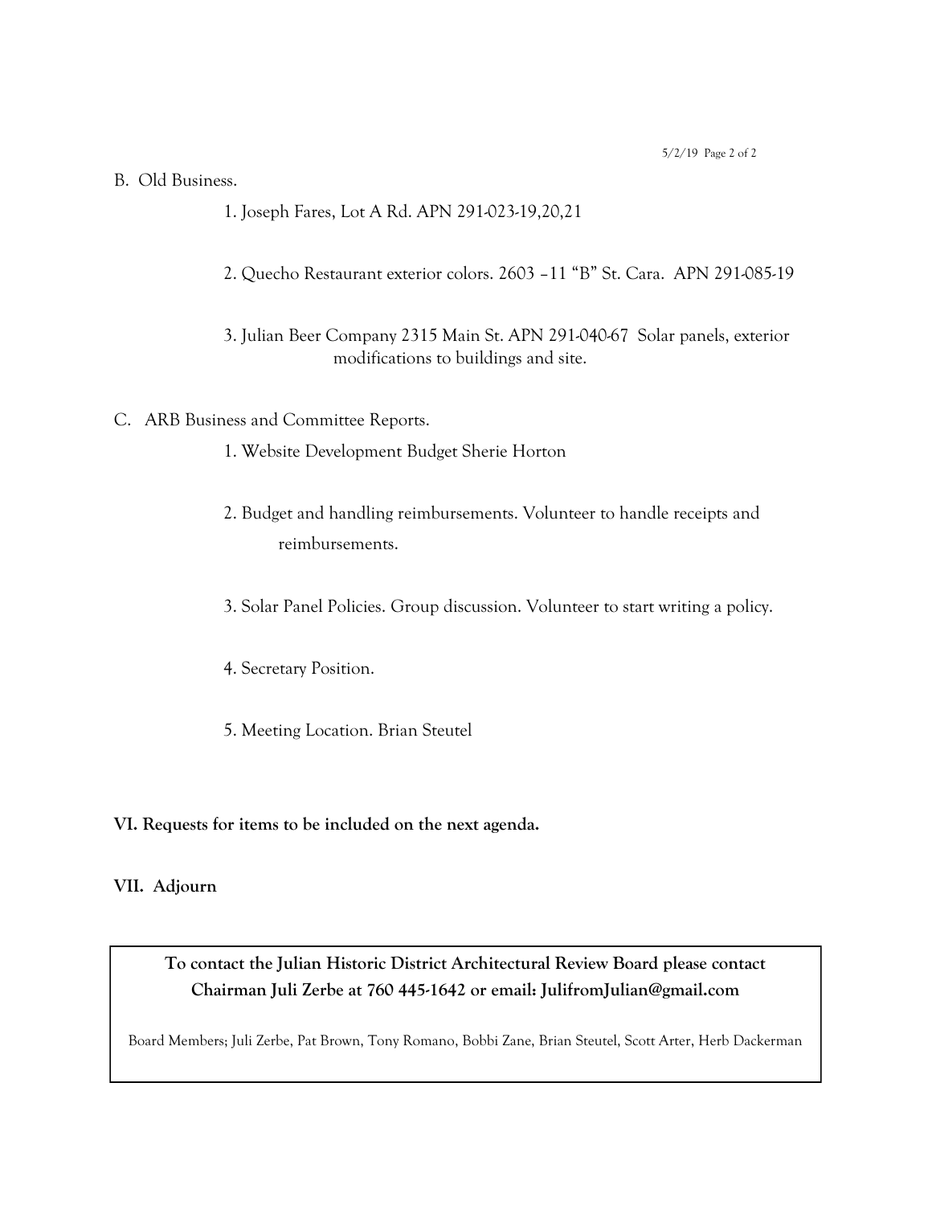B. Old Business.

1. Joseph Fares, Lot A Rd. APN 291-023-19,20,21

2. Quecho Restaurant exterior colors. 2603 –11 "B" St. Cara. APN 291-085-19

3. Julian Beer Company 2315 Main St. APN 291-040-67 Solar panels, exterior modifications to buildings and site.

C. ARB Business and Committee Reports.

1. Website Development Budget Sherie Horton

2. Budget and handling reimbursements. Volunteer to handle receipts and reimbursements.

3. Solar Panel Policies. Group discussion. Volunteer to start writing a policy.

4. Secretary Position.

5. Meeting Location. Brian Steutel

**VI. Requests for items to be included on the next agenda.**

**VII. Adjourn**

**To contact the Julian Historic District Architectural Review Board please contact Chairman Juli Zerbe at 760 445-1642 or email: JulifromJulian@gmail.com**

Board Members; Juli Zerbe, Pat Brown, Tony Romano, Bobbi Zane, Brian Steutel, Scott Arter, Herb Dackerman